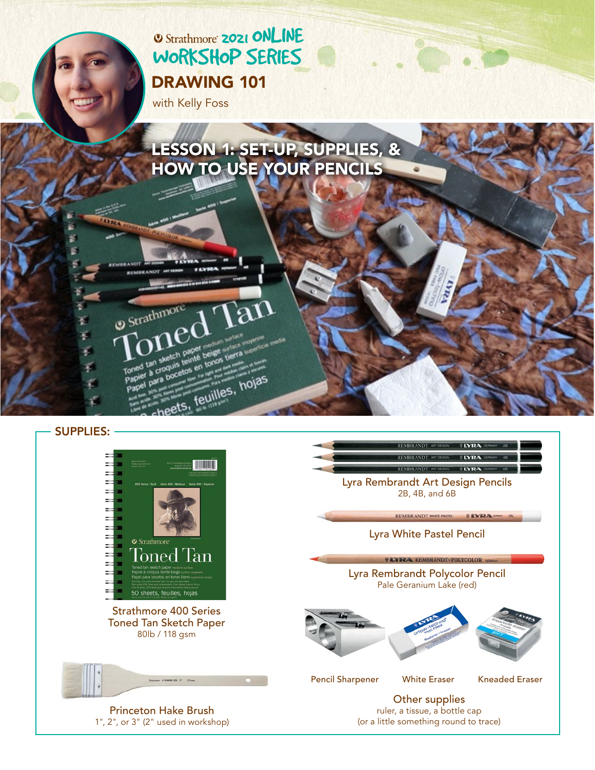Strathmore 2021 ONLINE WORKSHOP SERIES

# DRAWING 101

with Kelly Foss

## LESSON 1: SET-UP, SUPPLIES, & HOW TO USE YOUR PENCILS

## SUPPLIES:

**Strathmore 400 Series Toned Tan Sketch Paper**
80lb / 118 gsm

**Princeton Hake Brush**
1", 2", or 3" (2" used in workshop)

**Lyra Rembrandt Art Design Pencils**
2B, 4B, and 6B

**Lyra White Pastel Pencil**

**Lyra Rembrandt Polycolor Pencil**
Pale Geranium Lake (red)

**Pencil Sharpener**

**White Eraser**

**Kneaded Eraser**

**Other supplies**
ruler, a tissue, a bottle cap
(or a little something round to trace)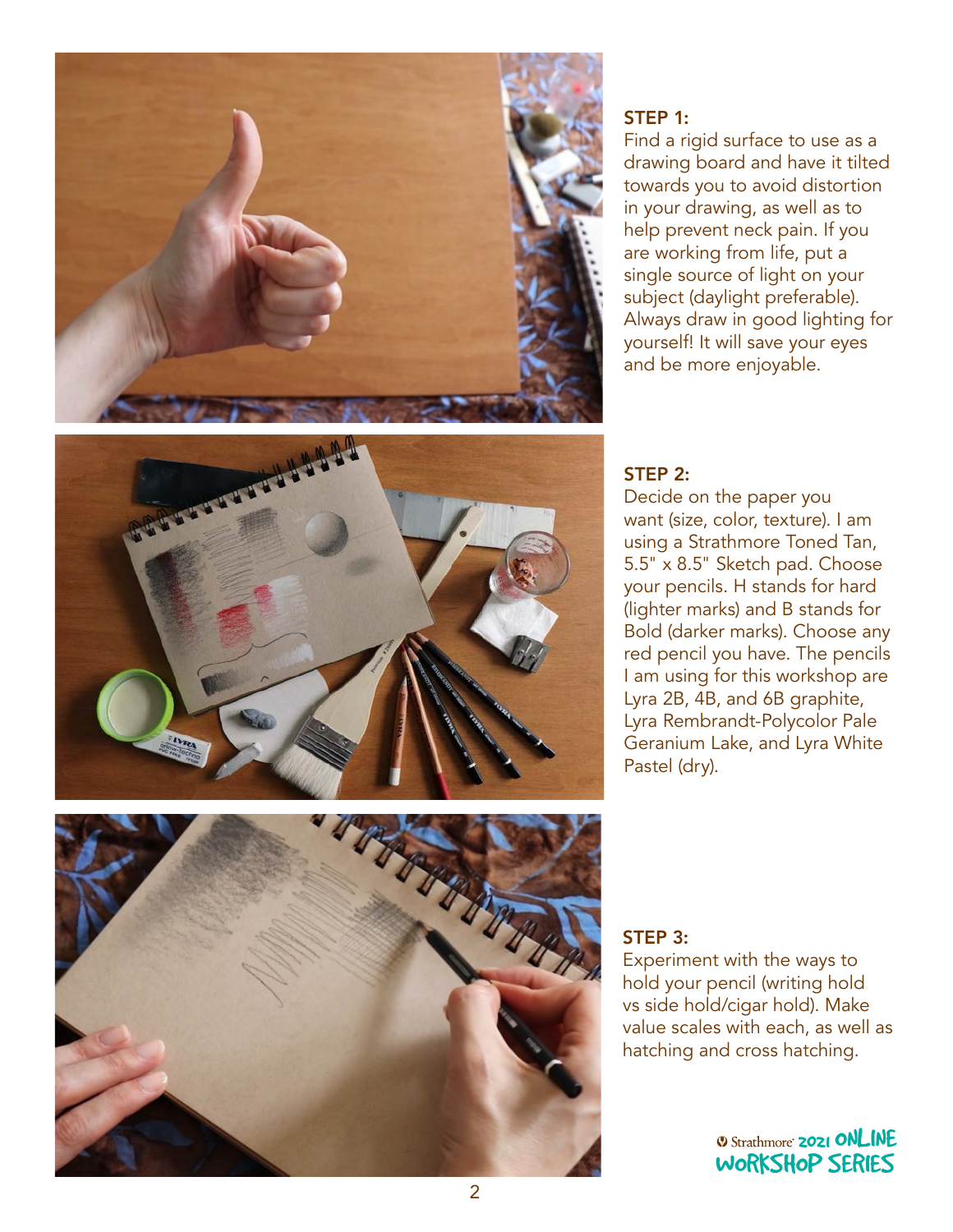**STEP 1:**
Find a rigid surface to use as a drawing board and have it tilted towards you to avoid distortion in your drawing, as well as to help prevent neck pain. If you are working from life, put a single source of light on your subject (daylight preferable). Always draw in good lighting for yourself! It will save your eyes and be more enjoyable.

**STEP 2:**
Decide on the paper you want (size, color, texture). I am using a Strathmore Toned Tan, 5.5" x 8.5" Sketch pad. Choose your pencils. H stands for hard (lighter marks) and B stands for Bold (darker marks). Choose any red pencil you have. The pencils I am using for this workshop are Lyra 2B, 4B, and 6B graphite, Lyra Rembrandt-Polycolor Pale Geranium Lake, and Lyra White Pastel (dry).

**STEP 3:**
Experiment with the ways to hold your pencil (writing hold vs side hold/cigar hold). Make value scales with each, as well as hatching and cross hatching.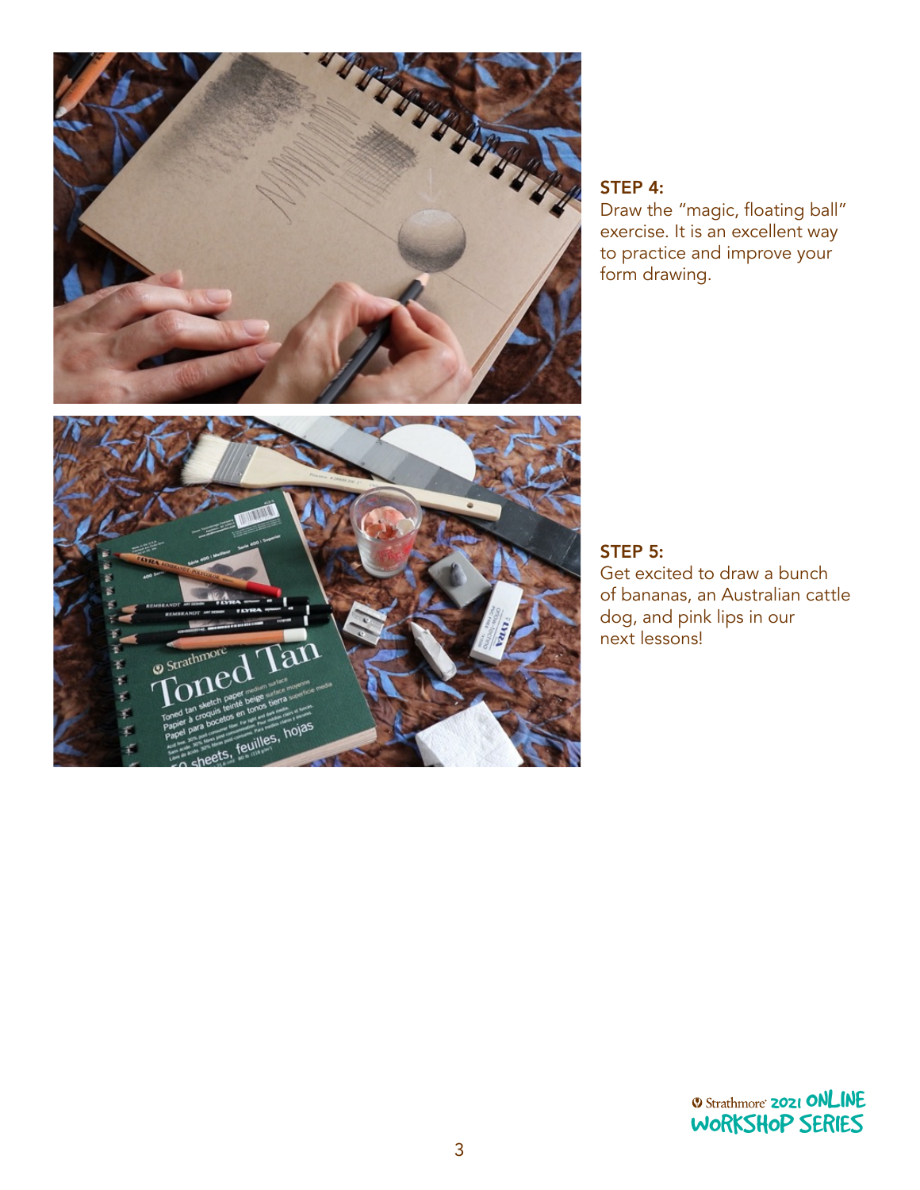**STEP 4:**
Draw the "magic, floating ball" exercise. It is an excellent way to practice and improve your form drawing.

**STEP 5:**
Get excited to draw a bunch of bananas, an Australian cattle dog, and pink lips in our next lessons!